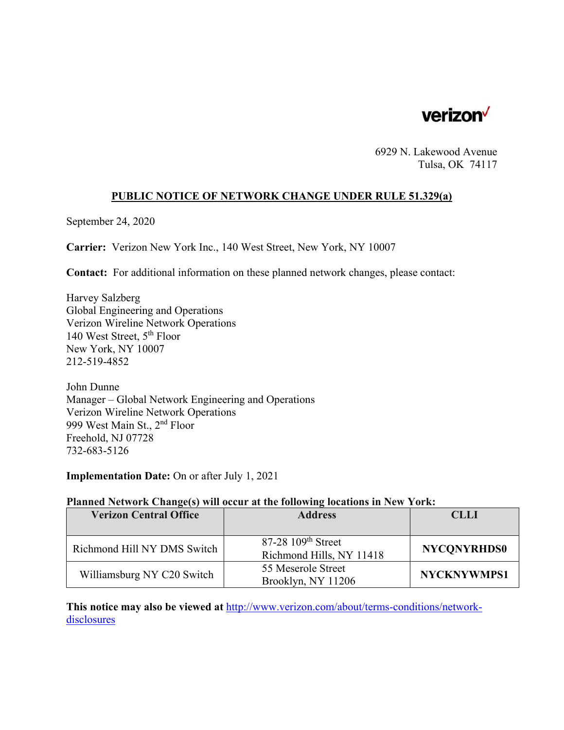verizon✓

6929 N. Lakewood Avenue
Tulsa, OK 74117

## PUBLIC NOTICE OF NETWORK CHANGE UNDER RULE 51.329(a)

September 24, 2020

**Carrier:** Verizon New York Inc., 140 West Street, New York, NY 10007

**Contact:** For additional information on these planned network changes, please contact:

Harvey Salzberg
Global Engineering and Operations
Verizon Wireline Network Operations
140 West Street, 5th Floor
New York, NY 10007
212-519-4852

John Dunne
Manager – Global Network Engineering and Operations
Verizon Wireline Network Operations
999 West Main St., 2nd Floor
Freehold, NJ 07728
732-683-5126

**Implementation Date:** On or after July 1, 2021

**Planned Network Change(s) will occur at the following locations in New York:**

| Verizon Central Office | Address | CLLI |
|---|---|---|
| Richmond Hill NY DMS Switch | 87-28 109th Street<br>Richmond Hills, NY 11418 | **NYCQNYRHDS0** |
| Williamsburg NY C20 Switch | 55 Meserole Street<br>Brooklyn, NY 11206 | **NYCKNYWMPS1** |

**This notice may also be viewed at** [http://www.verizon.com/about/terms-conditions/network-disclosures](http://www.verizon.com/about/terms-conditions/network-disclosures)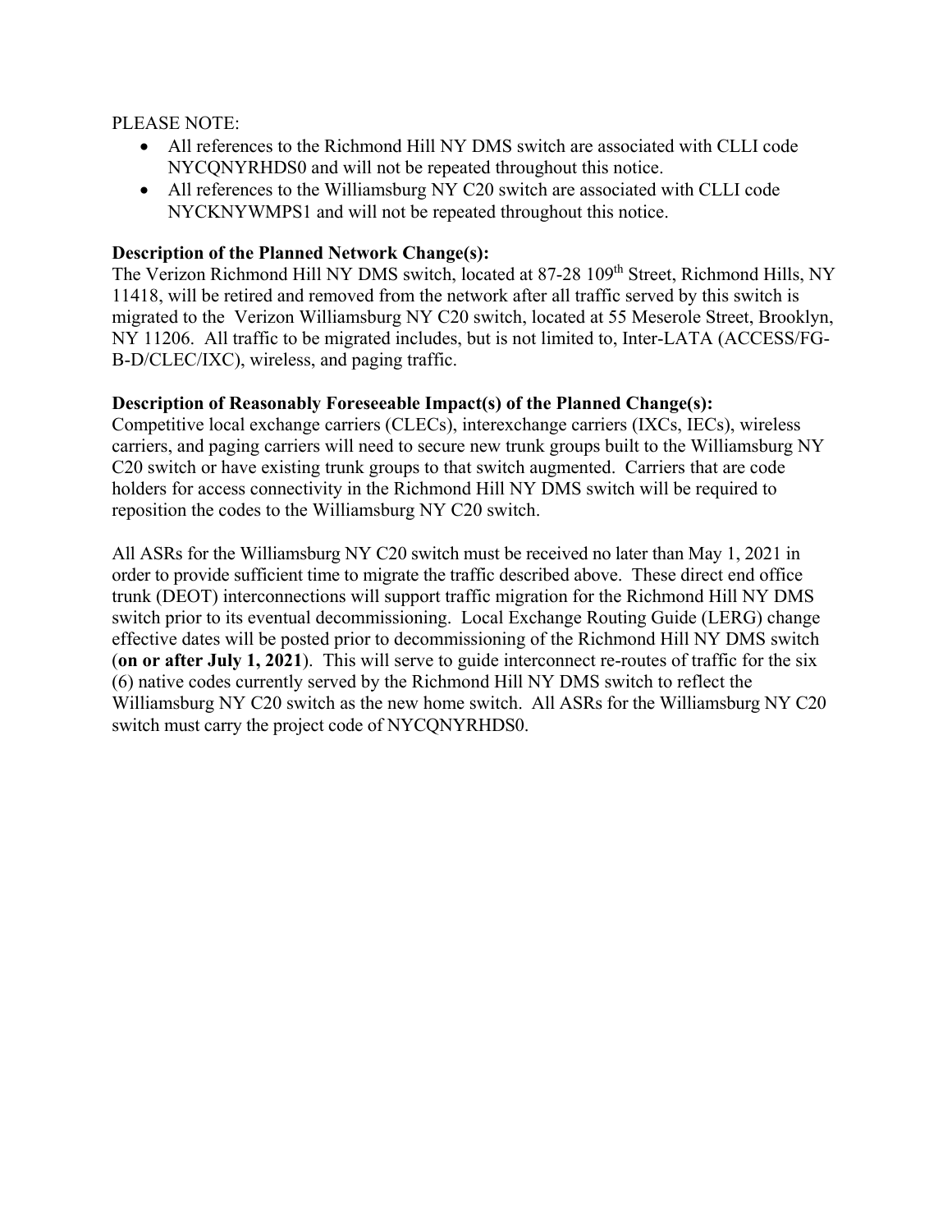PLEASE NOTE:

- All references to the Richmond Hill NY DMS switch are associated with CLLI code NYCQNYRHDS0 and will not be repeated throughout this notice.
- All references to the Williamsburg NY C20 switch are associated with CLLI code NYCKNYWMPS1 and will not be repeated throughout this notice.

**Description of the Planned Network Change(s):**

The Verizon Richmond Hill NY DMS switch, located at 87-28 109th Street, Richmond Hills, NY 11418, will be retired and removed from the network after all traffic served by this switch is migrated to the Verizon Williamsburg NY C20 switch, located at 55 Meserole Street, Brooklyn, NY 11206. All traffic to be migrated includes, but is not limited to, Inter-LATA (ACCESS/FG-B-D/CLEC/IXC), wireless, and paging traffic.

**Description of Reasonably Foreseeable Impact(s) of the Planned Change(s):**

Competitive local exchange carriers (CLECs), interexchange carriers (IXCs, IECs), wireless carriers, and paging carriers will need to secure new trunk groups built to the Williamsburg NY C20 switch or have existing trunk groups to that switch augmented. Carriers that are code holders for access connectivity in the Richmond Hill NY DMS switch will be required to reposition the codes to the Williamsburg NY C20 switch.

All ASRs for the Williamsburg NY C20 switch must be received no later than May 1, 2021 in order to provide sufficient time to migrate the traffic described above. These direct end office trunk (DEOT) interconnections will support traffic migration for the Richmond Hill NY DMS switch prior to its eventual decommissioning. Local Exchange Routing Guide (LERG) change effective dates will be posted prior to decommissioning of the Richmond Hill NY DMS switch (**on or after July 1, 2021**). This will serve to guide interconnect re-routes of traffic for the six (6) native codes currently served by the Richmond Hill NY DMS switch to reflect the Williamsburg NY C20 switch as the new home switch. All ASRs for the Williamsburg NY C20 switch must carry the project code of NYCQNYRHDS0.